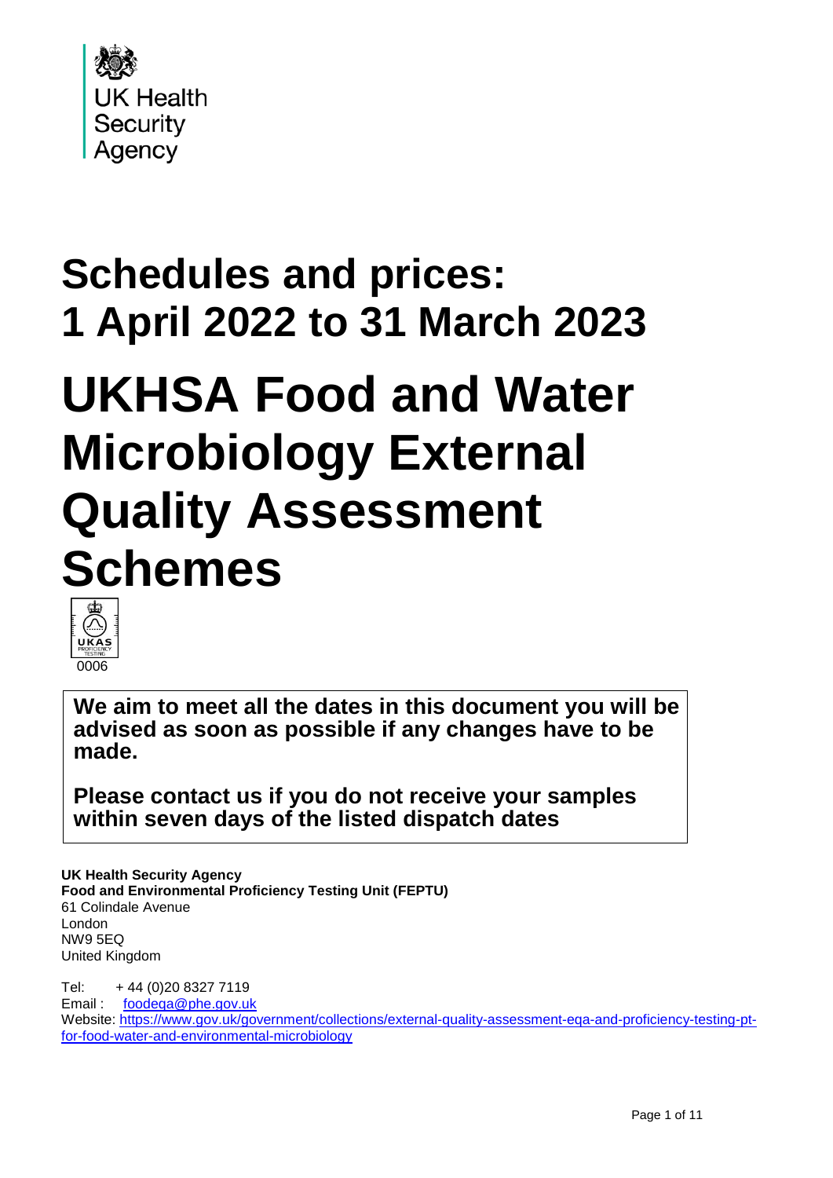UK Health Security Agency

# Schedules and prices: 1 April 2022 to 31 March 2023

# UKHSA Food and Water Microbiology External Quality Assessment Schemes

UKAS PROFICIENCY TESTING 0006

**We aim to meet all the dates in this document you will be advised as soon as possible if any changes have to be made.**

**Please contact us if you do not receive your samples within seven days of the listed dispatch dates**

**UK Health Security Agency**
**Food and Environmental Proficiency Testing Unit (FEPTU)**
61 Colindale Avenue
London
NW9 5EQ
United Kingdom

Tel: + 44 (0)20 8327 7119
Email : [foodeqa@phe.gov.uk](mailto:foodeqa@phe.gov.uk)
Website: [https://www.gov.uk/government/collections/external-quality-assessment-eqa-and-proficiency-testing-pt-for-food-water-and-environmental-microbiology](https://www.gov.uk/government/collections/external-quality-assessment-eqa-and-proficiency-testing-pt-for-food-water-and-environmental-microbiology)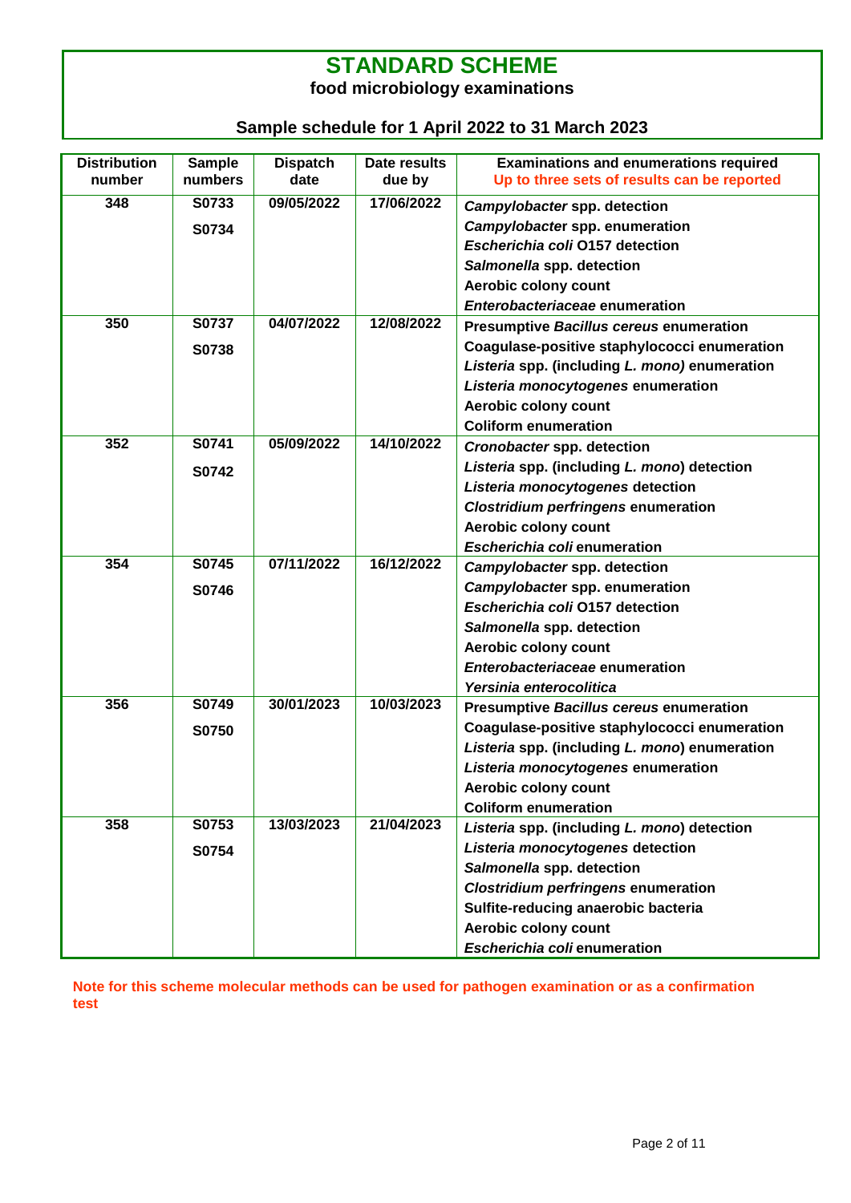# STANDARD SCHEME

## food microbiology examinations

### Sample schedule for 1 April 2022 to 31 March 2023

| Distribution number | Sample numbers | Dispatch date | Date results due by | Examinations and enumerations required<br>Up to three sets of results can be reported |
|---|---|---|---|---|
| 348 | S0733<br>S0734 | 09/05/2022 | 17/06/2022 | *Campylobacter* spp. detection<br>*Campylobacter* spp. enumeration<br>*Escherichia coli* O157 detection<br>*Salmonella* spp. detection<br>Aerobic colony count<br>*Enterobacteriaceae* enumeration |
| 350 | S0737<br>S0738 | 04/07/2022 | 12/08/2022 | Presumptive *Bacillus cereus* enumeration<br>Coagulase-positive staphylococci enumeration<br>*Listeria* spp. (including *L. mono)* enumeration<br>*Listeria monocytogenes* enumeration<br>Aerobic colony count<br>Coliform enumeration |
| 352 | S0741<br>S0742 | 05/09/2022 | 14/10/2022 | *Cronobacter* spp. detection<br>*Listeria* spp. (including *L. mono*) detection<br>*Listeria monocytogenes* detection<br>*Clostridium perfringens* enumeration<br>Aerobic colony count<br>*Escherichia coli* enumeration |
| 354 | S0745<br>S0746 | 07/11/2022 | 16/12/2022 | *Campylobacter* spp. detection<br>*Campylobacter* spp. enumeration<br>*Escherichia coli* O157 detection<br>*Salmonella* spp. detection<br>Aerobic colony count<br>*Enterobacteriaceae* enumeration<br>*Yersinia enterocolitica* |
| 356 | S0749<br>S0750 | 30/01/2023 | 10/03/2023 | Presumptive *Bacillus cereus* enumeration<br>Coagulase-positive staphylococci enumeration<br>*Listeria* spp. (including *L. mono*) enumeration<br>*Listeria monocytogenes* enumeration<br>Aerobic colony count<br>Coliform enumeration |
| 358 | S0753<br>S0754 | 13/03/2023 | 21/04/2023 | *Listeria* spp. (including *L. mono*) detection<br>*Listeria monocytogenes* detection<br>*Salmonella* spp. detection<br>*Clostridium perfringens* enumeration<br>Sulfite-reducing anaerobic bacteria<br>Aerobic colony count<br>*Escherichia coli* enumeration |

**Note for this scheme molecular methods can be used for pathogen examination or as a confirmation test**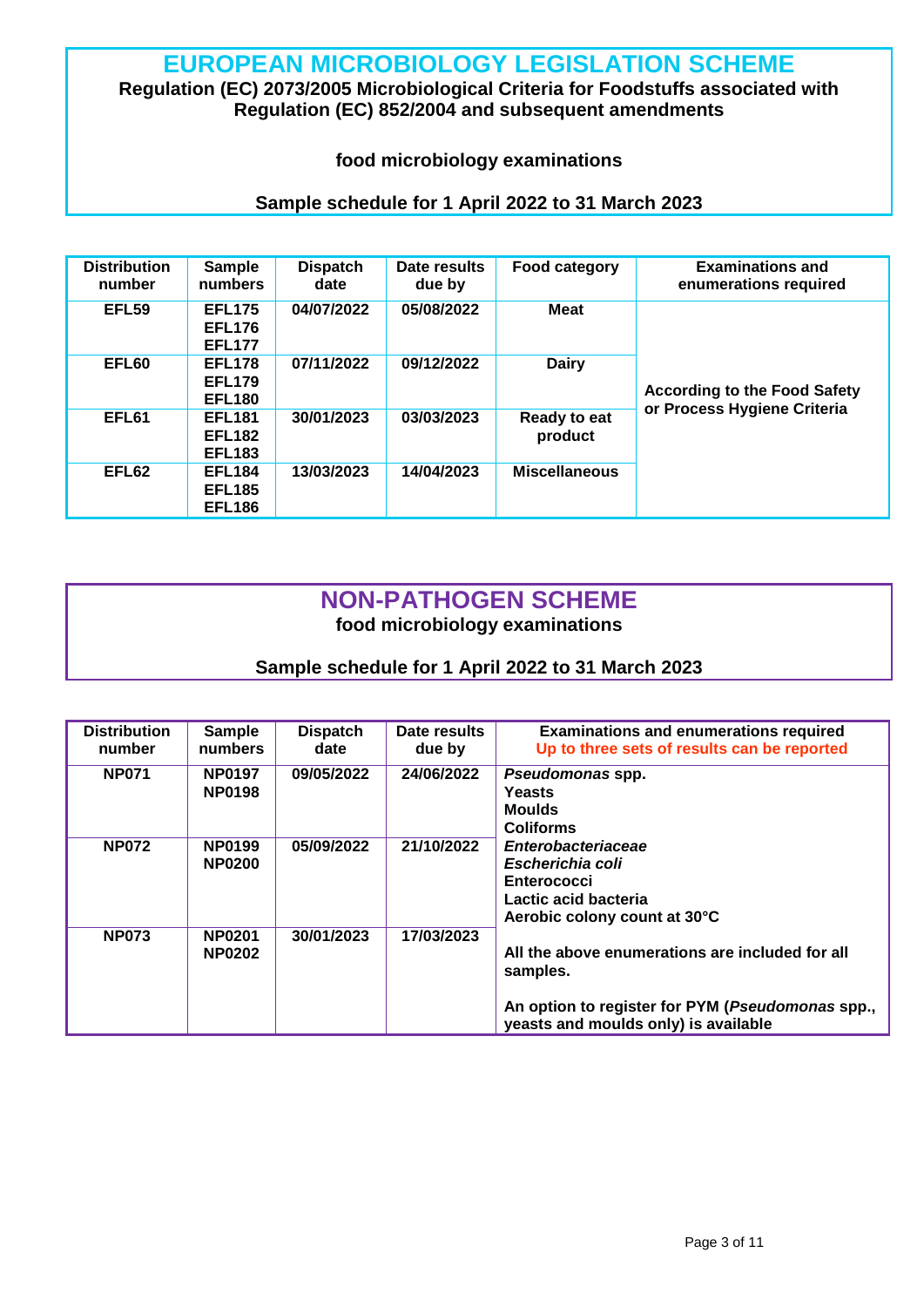# EUROPEAN MICROBIOLOGY LEGISLATION SCHEME

**Regulation (EC) 2073/2005 Microbiological Criteria for Foodstuffs associated with Regulation (EC) 852/2004 and subsequent amendments**

**food microbiology examinations**

**Sample schedule for 1 April 2022 to 31 March 2023**

| Distribution number | Sample numbers | Dispatch date | Date results due by | Food category | Examinations and enumerations required |
|---|---|---|---|---|---|
| EFL59 | EFL175<br>EFL176<br>EFL177 | 04/07/2022 | 05/08/2022 | Meat | According to the Food Safety or Process Hygiene Criteria |
| EFL60 | EFL178<br>EFL179<br>EFL180 | 07/11/2022 | 09/12/2022 | Dairy | |
| EFL61 | EFL181<br>EFL182<br>EFL183 | 30/01/2023 | 03/03/2023 | Ready to eat product | |
| EFL62 | EFL184<br>EFL185<br>EFL186 | 13/03/2023 | 14/04/2023 | Miscellaneous | |

# NON-PATHOGEN SCHEME

**food microbiology examinations**

**Sample schedule for 1 April 2022 to 31 March 2023**

| Distribution number | Sample numbers | Dispatch date | Date results due by | Examinations and enumerations required<br>Up to three sets of results can be reported |
|---|---|---|---|---|
| NP071 | NP0197<br>NP0198 | 09/05/2022 | 24/06/2022 | *Pseudomonas* spp.<br>Yeasts<br>Moulds<br>Coliforms<br>*Enterobacteriaceae*<br>*Escherichia coli*<br>Enterococci<br>Lactic acid bacteria<br>Aerobic colony count at 30°C<br><br>All the above enumerations are included for all samples.<br><br>An option to register for PYM (*Pseudomonas* spp., yeasts and moulds only) is available |
| NP072 | NP0199<br>NP0200 | 05/09/2022 | 21/10/2022 | |
| NP073 | NP0201<br>NP0202 | 30/01/2023 | 17/03/2023 | |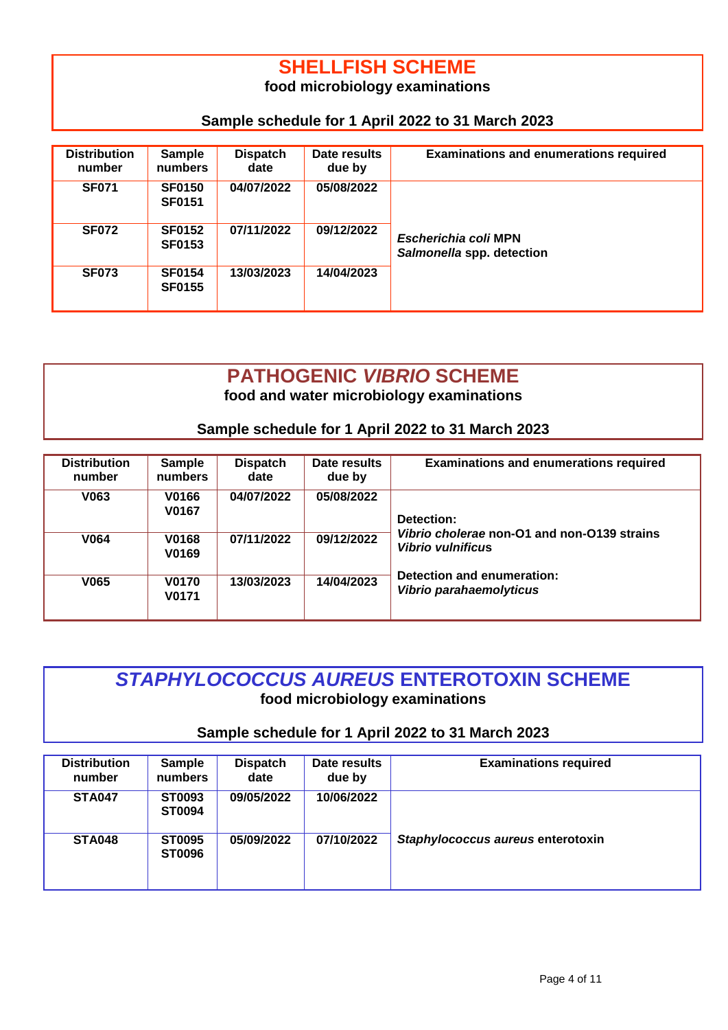# SHELLFISH SCHEME

**food microbiology examinations**

**Sample schedule for 1 April 2022 to 31 March 2023**

| Distribution number | Sample numbers | Dispatch date | Date results due by | Examinations and enumerations required |
|---|---|---|---|---|
| **SF071** | **SF0150** **SF0151** | **04/07/2022** | **05/08/2022** | |
| **SF072** | **SF0152** **SF0153** | **07/11/2022** | **09/12/2022** | ***Escherichia coli*** **MPN** ***Salmonella*** **spp. detection** |
| **SF073** | **SF0154** **SF0155** | **13/03/2023** | **14/04/2023** | |

# PATHOGENIC *VIBRIO* SCHEME

**food and water microbiology examinations**

**Sample schedule for 1 April 2022 to 31 March 2023**

| Distribution number | Sample numbers | Dispatch date | Date results due by | Examinations and enumerations required |
|---|---|---|---|---|
| **V063** | **V0166** **V0167** | **04/07/2022** | **05/08/2022** | **Detection:** |
| **V064** | **V0168** **V0169** | **07/11/2022** | **09/12/2022** | ***Vibrio cholerae*** **non-O1 and non-O139 strains** ***Vibrio vulnificus*** |
| **V065** | **V0170** **V0171** | **13/03/2023** | **14/04/2023** | **Detection and enumeration:** ***Vibrio parahaemolyticus*** |

# *STAPHYLOCOCCUS AUREUS* ENTEROTOXIN SCHEME

**food microbiology examinations**

**Sample schedule for 1 April 2022 to 31 March 2023**

| Distribution number | Sample numbers | Dispatch date | Date results due by | Examinations required |
|---|---|---|---|---|
| **STA047** | **ST0093** **ST0094** | **09/05/2022** | **10/06/2022** | |
| **STA048** | **ST0095** **ST0096** | **05/09/2022** | **07/10/2022** | ***Staphylococcus aureus*** **enterotoxin** |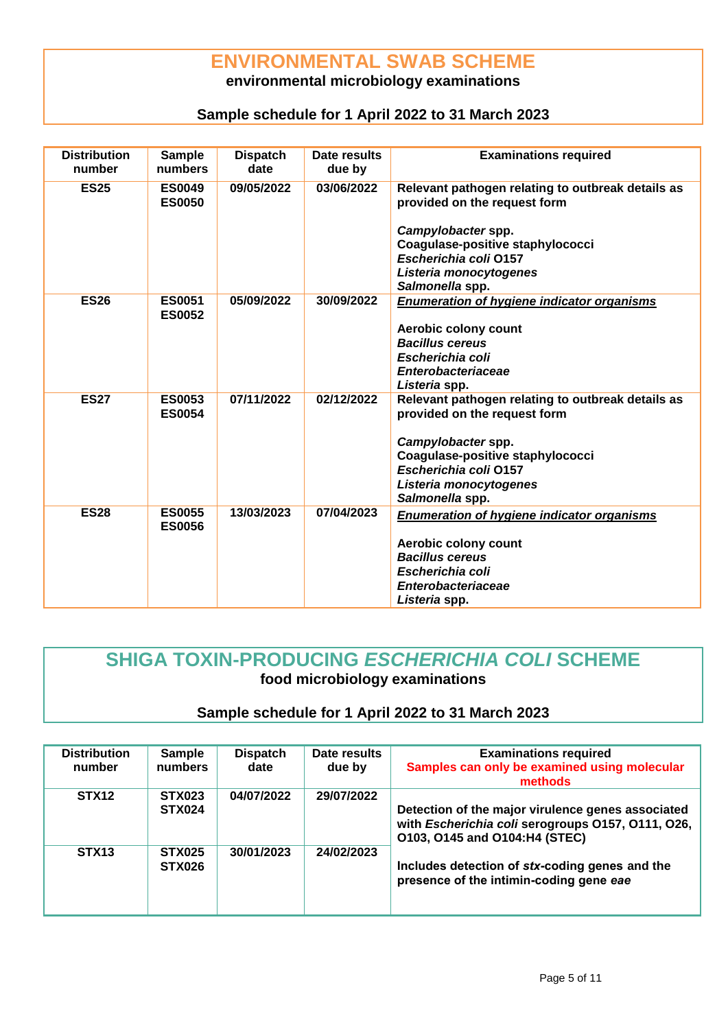# ENVIRONMENTAL SWAB SCHEME

**environmental microbiology examinations**

**Sample schedule for 1 April 2022 to 31 March 2023**

| Distribution number | Sample numbers | Dispatch date | Date results due by | Examinations required |
|---|---|---|---|---|
| **ES25** | **ES0049**<br>**ES0050** | **09/05/2022** | **03/06/2022** | **Relevant pathogen relating to outbreak details as provided on the request form**<br><br>***Campylobacter* spp.**<br>**Coagulase-positive staphylococci**<br>***Escherichia coli* O157**<br>***Listeria monocytogenes***<br>***Salmonella* spp.** |
| **ES26** | **ES0051**<br>**ES0052** | **05/09/2022** | **30/09/2022** | ***<u>Enumeration of hygiene indicator organisms</u>***<br><br>**Aerobic colony count**<br>***Bacillus cereus***<br>***Escherichia coli***<br>***Enterobacteriaceae***<br>***Listeria* spp.** |
| **ES27** | **ES0053**<br>**ES0054** | **07/11/2022** | **02/12/2022** | **Relevant pathogen relating to outbreak details as provided on the request form**<br><br>***Campylobacter* spp.**<br>**Coagulase-positive staphylococci**<br>***Escherichia coli* O157**<br>***Listeria monocytogenes***<br>***Salmonella* spp.** |
| **ES28** | **ES0055**<br>**ES0056** | **13/03/2023** | **07/04/2023** | ***<u>Enumeration of hygiene indicator organisms</u>***<br><br>**Aerobic colony count**<br>***Bacillus cereus***<br>***Escherichia coli***<br>***Enterobacteriaceae***<br>***Listeria* spp.** |

# SHIGA TOXIN-PRODUCING *ESCHERICHIA COLI* SCHEME

**food microbiology examinations**

**Sample schedule for 1 April 2022 to 31 March 2023**

| Distribution number | Sample numbers | Dispatch date | Date results due by | Examinations required<br>Samples can only be examined using molecular methods |
|---|---|---|---|---|
| **STX12** | **STX023**<br>**STX024** | **04/07/2022** | **29/07/2022** | **Detection of the major virulence genes associated with *Escherichia coli* serogroups O157, O111, O26, O103, O145 and O104:H4 (STEC)**<br><br>**Includes detection of *stx*-coding genes and the presence of the intimin-coding gene *eae*** |
| **STX13** | **STX025**<br>**STX026** | **30/01/2023** | **24/02/2023** | |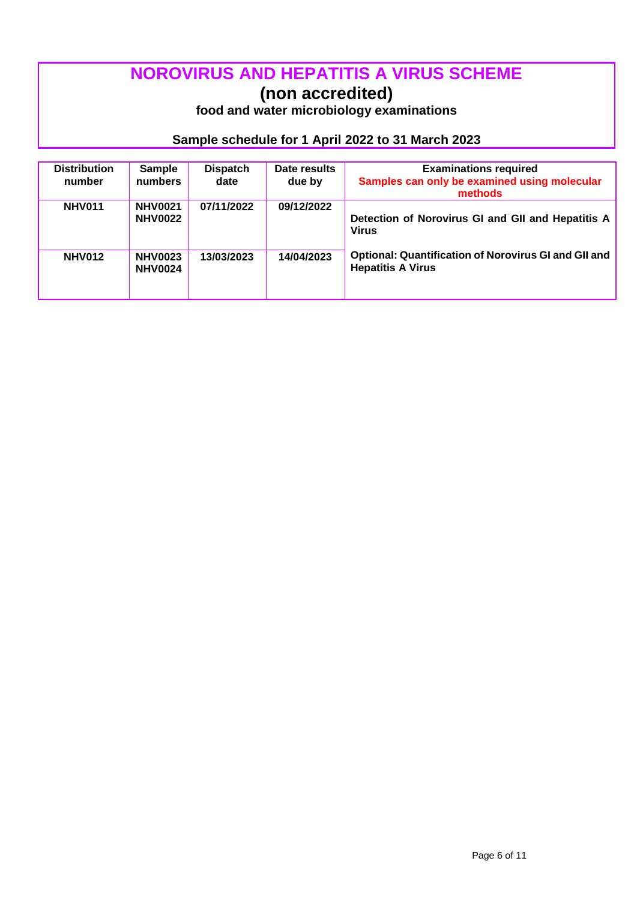# NOROVIRUS AND HEPATITIS A VIRUS SCHEME

## (non accredited)

### food and water microbiology examinations

### Sample schedule for 1 April 2022 to 31 March 2023

| Distribution number | Sample numbers | Dispatch date | Date results due by | Examinations required<br>Samples can only be examined using molecular methods |
|---|---|---|---|---|
| NHV011 | NHV0021<br>NHV0022 | 07/11/2022 | 09/12/2022 | Detection of Norovirus GI and GII and Hepatitis A Virus<br><br>Optional: Quantification of Norovirus GI and GII and Hepatitis A Virus |
| NHV012 | NHV0023<br>NHV0024 | 13/03/2023 | 14/04/2023 | |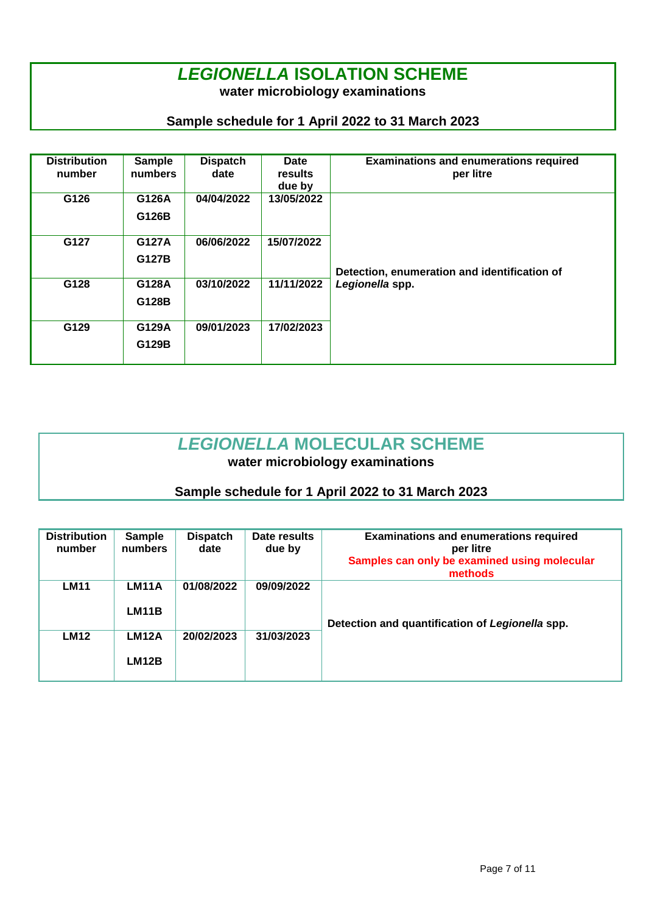# *LEGIONELLA* ISOLATION SCHEME

**water microbiology examinations**

**Sample schedule for 1 April 2022 to 31 March 2023**

| Distribution number | Sample numbers | Dispatch date | Date results due by | Examinations and enumerations required per litre |
|---|---|---|---|---|
| G126 | G126A<br>G126B | 04/04/2022 | 13/05/2022 | Detection, enumeration and identification of *Legionella* spp. |
| G127 | G127A<br>G127B | 06/06/2022 | 15/07/2022 | |
| G128 | G128A<br>G128B | 03/10/2022 | 11/11/2022 | |
| G129 | G129A<br>G129B | 09/01/2023 | 17/02/2023 | |

# *LEGIONELLA* MOLECULAR SCHEME

**water microbiology examinations**

**Sample schedule for 1 April 2022 to 31 March 2023**

| Distribution number | Sample numbers | Dispatch date | Date results due by | Examinations and enumerations required per litre<br>Samples can only be examined using molecular methods |
|---|---|---|---|---|
| LM11 | LM11A<br>LM11B | 01/08/2022 | 09/09/2022 | Detection and quantification of *Legionella* spp. |
| LM12 | LM12A<br>LM12B | 20/02/2023 | 31/03/2023 | |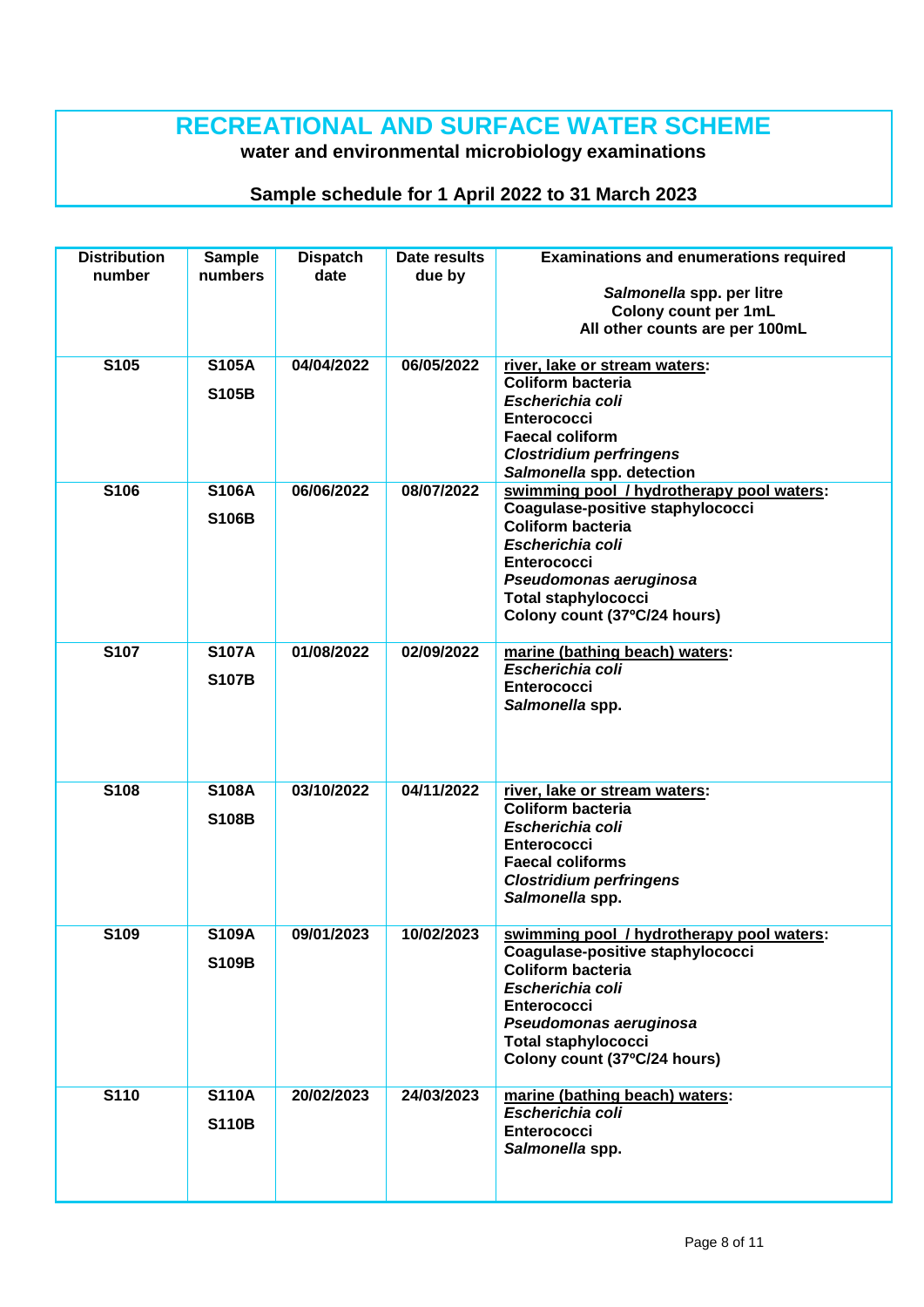# RECREATIONAL AND SURFACE WATER SCHEME

**water and environmental microbiology examinations**

**Sample schedule for 1 April 2022 to 31 March 2023**

| Distribution number | Sample numbers | Dispatch date | Date results due by | Examinations and enumerations required<br><br>*Salmonella* spp. per litre<br>Colony count per 1mL<br>All other counts are per 100mL |
|---|---|---|---|---|
| **S105** | **S105A**<br><br>**S105B** | **04/04/2022** | **06/05/2022** | **<u>river, lake or stream waters</u>:**<br>**Coliform bacteria**<br>***Escherichia coli***<br>**Enterococci**<br>**Faecal coliform**<br>***Clostridium perfringens***<br>***Salmonella* spp. detection** |
| **S106** | **S106A**<br><br>**S106B** | **06/06/2022** | **08/07/2022** | **<u>swimming pool / hydrotherapy pool waters</u>:**<br>**Coagulase-positive staphylococci**<br>**Coliform bacteria**<br>***Escherichia coli***<br>**Enterococci**<br>***Pseudomonas aeruginosa***<br>**Total staphylococci**<br>**Colony count (37ºC/24 hours)** |
| **S107** | **S107A**<br><br>**S107B** | **01/08/2022** | **02/09/2022** | **<u>marine (bathing beach) waters</u>:**<br>***Escherichia coli***<br>**Enterococci**<br>***Salmonella* spp.** |
| **S108** | **S108A**<br><br>**S108B** | **03/10/2022** | **04/11/2022** | **<u>river, lake or stream waters</u>:**<br>**Coliform bacteria**<br>***Escherichia coli***<br>**Enterococci**<br>**Faecal coliforms**<br>***Clostridium perfringens***<br>***Salmonella* spp.** |
| **S109** | **S109A**<br><br>**S109B** | **09/01/2023** | **10/02/2023** | **<u>swimming pool / hydrotherapy pool waters</u>:**<br>**Coagulase-positive staphylococci**<br>**Coliform bacteria**<br>***Escherichia coli***<br>**Enterococci**<br>***Pseudomonas aeruginosa***<br>**Total staphylococci**<br>**Colony count (37ºC/24 hours)** |
| **S110** | **S110A**<br><br>**S110B** | **20/02/2023** | **24/03/2023** | **<u>marine (bathing beach) waters</u>:**<br>***Escherichia coli***<br>**Enterococci**<br>***Salmonella* spp.** |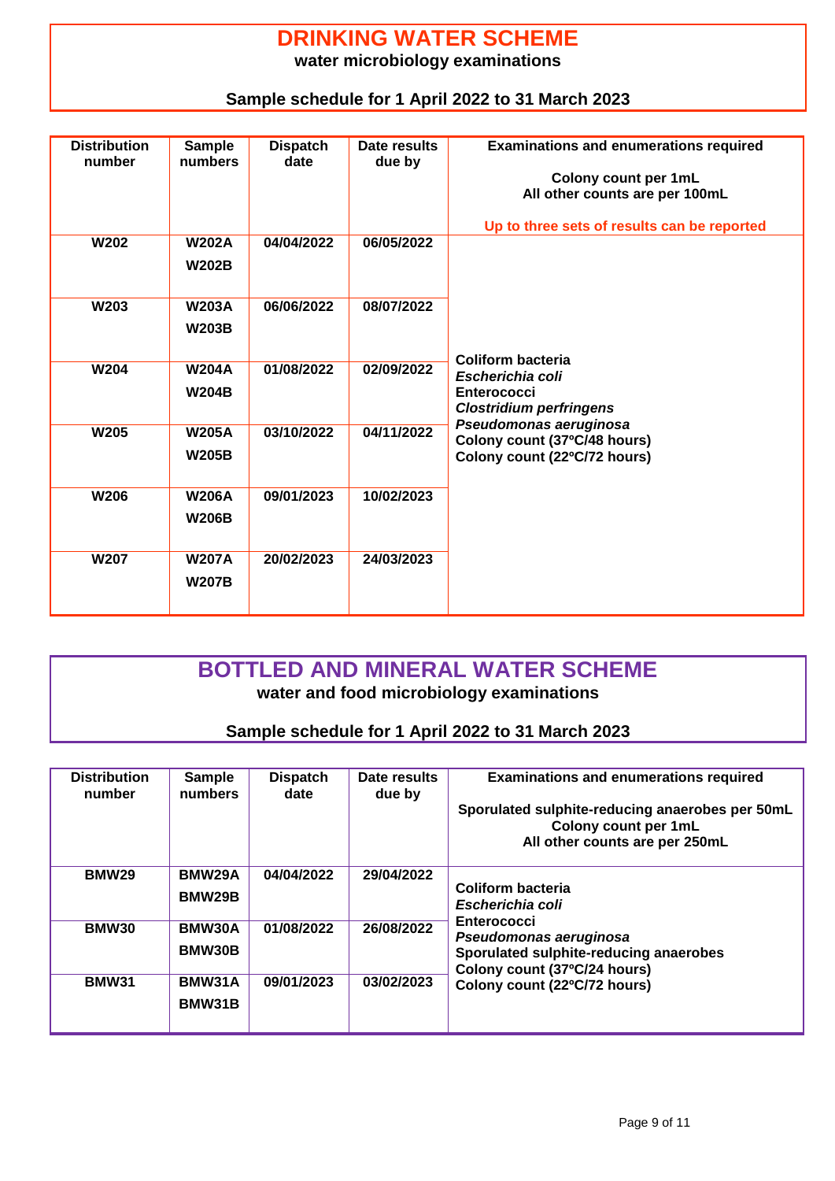# DRINKING WATER SCHEME

**water microbiology examinations**

**Sample schedule for 1 April 2022 to 31 March 2023**

| Distribution number | Sample numbers | Dispatch date | Date results due by | Examinations and enumerations required<br><br>Colony count per 1mL<br>All other counts are per 100mL<br><br>Up to three sets of results can be reported |
|---|---|---|---|---|
| W202 | W202A<br>W202B | 04/04/2022 | 06/05/2022 | Coliform bacteria<br>*Escherichia coli*<br>Enterococci<br>*Clostridium perfringens*<br>*Pseudomonas aeruginosa*<br>Colony count (37ºC/48 hours)<br>Colony count (22ºC/72 hours) |
| W203 | W203A<br>W203B | 06/06/2022 | 08/07/2022 | |
| W204 | W204A<br>W204B | 01/08/2022 | 02/09/2022 | |
| W205 | W205A<br>W205B | 03/10/2022 | 04/11/2022 | |
| W206 | W206A<br>W206B | 09/01/2023 | 10/02/2023 | |
| W207 | W207A<br>W207B | 20/02/2023 | 24/03/2023 | |

# BOTTLED AND MINERAL WATER SCHEME

**water and food microbiology examinations**

**Sample schedule for 1 April 2022 to 31 March 2023**

| Distribution number | Sample numbers | Dispatch date | Date results due by | Examinations and enumerations required<br><br>Sporulated sulphite-reducing anaerobes per 50mL<br>Colony count per 1mL<br>All other counts are per 250mL |
|---|---|---|---|---|
| BMW29 | BMW29A<br>BMW29B | 04/04/2022 | 29/04/2022 | Coliform bacteria<br>*Escherichia coli*<br>Enterococci<br>*Pseudomonas aeruginosa*<br>Sporulated sulphite-reducing anaerobes<br>Colony count (37ºC/24 hours)<br>Colony count (22ºC/72 hours) |
| BMW30 | BMW30A<br>BMW30B | 01/08/2022 | 26/08/2022 | |
| BMW31 | BMW31A<br>BMW31B | 09/01/2023 | 03/02/2023 | |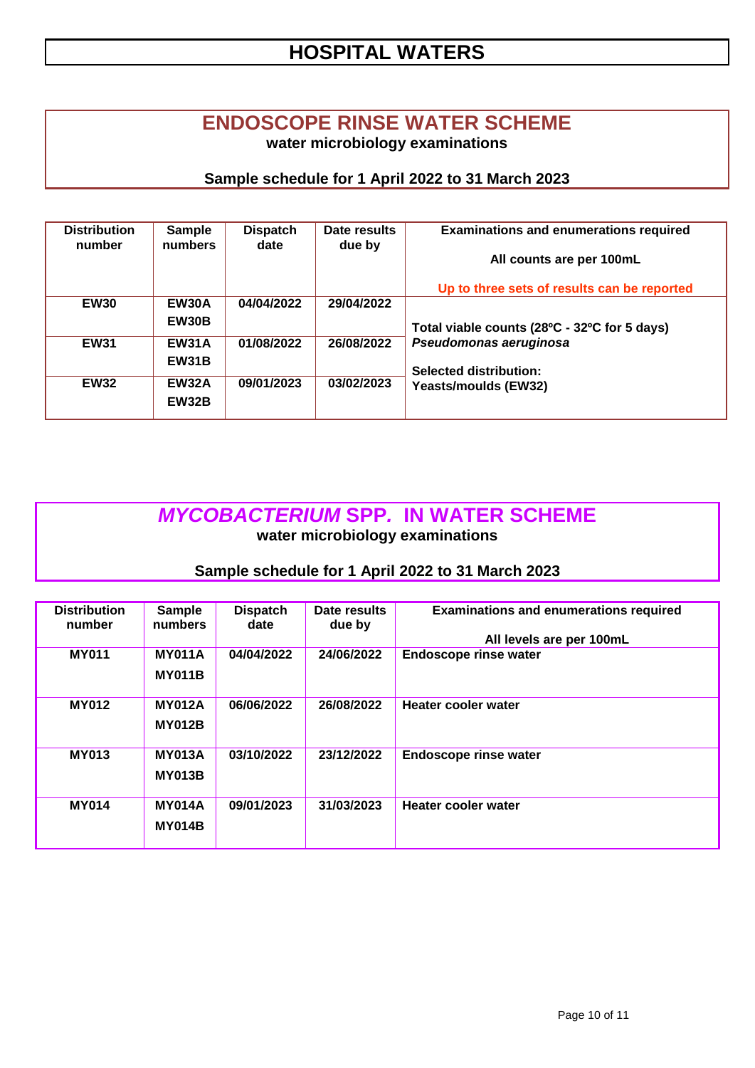# HOSPITAL WATERS

## ENDOSCOPE RINSE WATER SCHEME

**water microbiology examinations**

**Sample schedule for 1 April 2022 to 31 March 2023**

| Distribution number | Sample numbers | Dispatch date | Date results due by | Examinations and enumerations required<br><br>All counts are per 100mL<br><br>Up to three sets of results can be reported |
|---|---|---|---|---|
| **EW30** | **EW30A**<br>**EW30B** | 04/04/2022 | 29/04/2022 | Total viable counts (28ºC - 32ºC for 5 days)<br>*Pseudomonas aeruginosa*<br><br>Selected distribution:<br>Yeasts/moulds (EW32) |
| **EW31** | **EW31A**<br>**EW31B** | 01/08/2022 | 26/08/2022 | |
| **EW32** | **EW32A**<br>**EW32B** | 09/01/2023 | 03/02/2023 | |

## *MYCOBACTERIUM* SPP. IN WATER SCHEME

**water microbiology examinations**

**Sample schedule for 1 April 2022 to 31 March 2023**

| Distribution number | Sample numbers | Dispatch date | Date results due by | Examinations and enumerations required<br><br>All levels are per 100mL |
|---|---|---|---|---|
| **MY011** | **MY011A**<br>**MY011B** | 04/04/2022 | 24/06/2022 | Endoscope rinse water |
| **MY012** | **MY012A**<br>**MY012B** | 06/06/2022 | 26/08/2022 | Heater cooler water |
| **MY013** | **MY013A**<br>**MY013B** | 03/10/2022 | 23/12/2022 | Endoscope rinse water |
| **MY014** | **MY014A**<br>**MY014B** | 09/01/2023 | 31/03/2023 | Heater cooler water |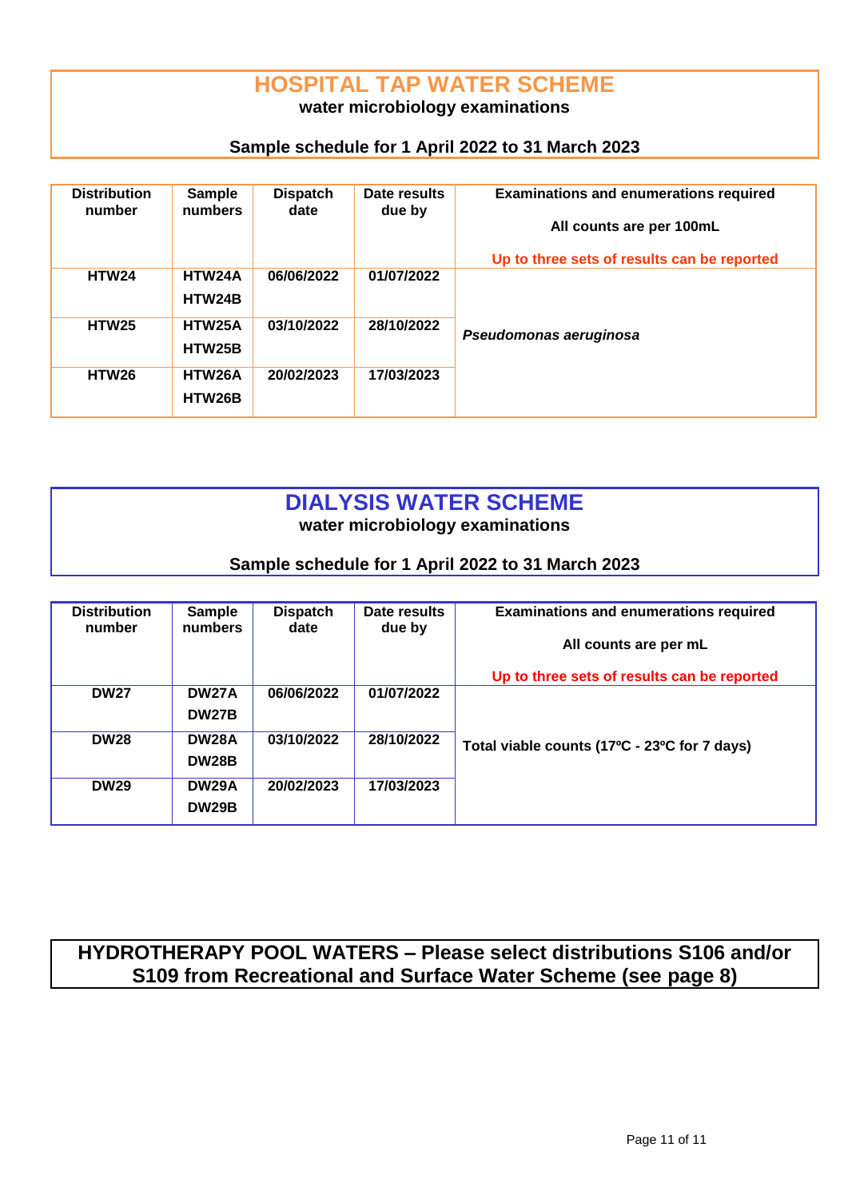# HOSPITAL TAP WATER SCHEME

**water microbiology examinations**

**Sample schedule for 1 April 2022 to 31 March 2023**

| Distribution number | Sample numbers | Dispatch date | Date results due by | Examinations and enumerations required<br>All counts are per 100mL<br>Up to three sets of results can be reported |
|---|---|---|---|---|
| HTW24 | HTW24A<br>HTW24B | 06/06/2022 | 01/07/2022 | *Pseudomonas aeruginosa* |
| HTW25 | HTW25A<br>HTW25B | 03/10/2022 | 28/10/2022 | |
| HTW26 | HTW26A<br>HTW26B | 20/02/2023 | 17/03/2023 | |

# DIALYSIS WATER SCHEME

**water microbiology examinations**

**Sample schedule for 1 April 2022 to 31 March 2023**

| Distribution number | Sample numbers | Dispatch date | Date results due by | Examinations and enumerations required<br>All counts are per mL<br>Up to three sets of results can be reported |
|---|---|---|---|---|
| DW27 | DW27A<br>DW27B | 06/06/2022 | 01/07/2022 | Total viable counts (17ºC - 23ºC for 7 days) |
| DW28 | DW28A<br>DW28B | 03/10/2022 | 28/10/2022 | |
| DW29 | DW29A<br>DW29B | 20/02/2023 | 17/03/2023 | |

**HYDROTHERAPY POOL WATERS – Please select distributions S106 and/or S109 from Recreational and Surface Water Scheme (see page 8)**